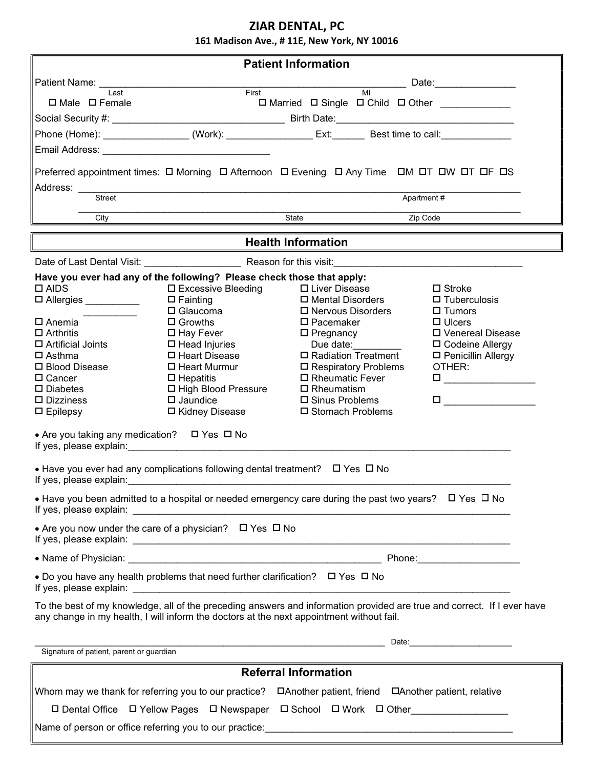# ZIAR DENTAL, PC

**161 Madison Ave., # 11E, New York, NY 10016**

## Patient Information

Patient Name: ______________________________________________ Date:_______________
Last First MI

☐ Male ☐ Female ☐ Married ☐ Single ☐ Child ☐ Other ____________

Social Security #: ______________________________ Birth Date:______________________________

Phone (Home): _______________ (Work): _______________ Ext:______ Best time to call:_____________

Email Address: ______________________________

Preferred appointment times: ☐ Morning ☐ Afternoon ☐ Evening ☐ Any Time ☐M ☐T ☐W ☐T ☐F ☐S

Address: ______________________________________________________________________
Street Apartment #

______________________________________________________________________
City State Zip Code

## Health Information

Date of Last Dental Visit: _________________ Reason for this visit:__________________________________

**Have you ever had any of the following? Please check those that apply:**

| | | | |
|---|---|---|---|
| ☐ AIDS | ☐ Excessive Bleeding | ☐ Liver Disease | ☐ Stroke |
| ☐ Allergies __________ __________ | ☐ Fainting | ☐ Mental Disorders | ☐ Tuberculosis |
| | ☐ Glaucoma | ☐ Nervous Disorders | ☐ Tumors |
| ☐ Anemia | ☐ Growths | ☐ Pacemaker | ☐ Ulcers |
| ☐ Arthritis | ☐ Hay Fever | ☐ Pregnancy | ☐ Venereal Disease |
| ☐ Artificial Joints | ☐ Head Injuries | Due date:_________ | ☐ Codeine Allergy |
| ☐ Asthma | ☐ Heart Disease | ☐ Radiation Treatment | ☐ Penicillin Allergy |
| ☐ Blood Disease | ☐ Heart Murmur | ☐ Respiratory Problems | OTHER: |
| ☐ Cancer | ☐ Hepatitis | ☐ Rheumatic Fever | ☐ _________________ |
| ☐ Diabetes | ☐ High Blood Pressure | ☐ Rheumatism | |
| ☐ Dizziness | ☐ Jaundice | ☐ Sinus Problems | ☐ _________________ |
| ☐ Epilepsy | ☐ Kidney Disease | ☐ Stomach Problems | |

- Are you taking any medication? ☐ Yes ☐ No
If yes, please explain:______________________________________________________________________

- Have you ever had any complications following dental treatment? ☐ Yes ☐ No
If yes, please explain:______________________________________________________________________

- Have you been admitted to a hospital or needed emergency care during the past two years? ☐ Yes ☐ No
If yes, please explain: ______________________________________________________________________

- Are you now under the care of a physician? ☐ Yes ☐ No
If yes, please explain: ______________________________________________________________________

- Name of Physician: ____________________________________________ Phone:__________________

- Do you have any health problems that need further clarification? ☐ Yes ☐ No
If yes, please explain: ______________________________________________________________________

To the best of my knowledge, all of the preceding answers and information provided are true and correct. If I ever have any change in my health, I will inform the doctors at the next appointment without fail.

______________________________________________________________ Date:_____________________
Signature of patient, parent or guardian

## Referral Information

Whom may we thank for referring you to our practice? ☐Another patient, friend ☐Another patient, relative

☐ Dental Office ☐ Yellow Pages ☐ Newspaper ☐ School ☐ Work ☐ Other_________________

Name of person or office referring you to our practice:______________________________________________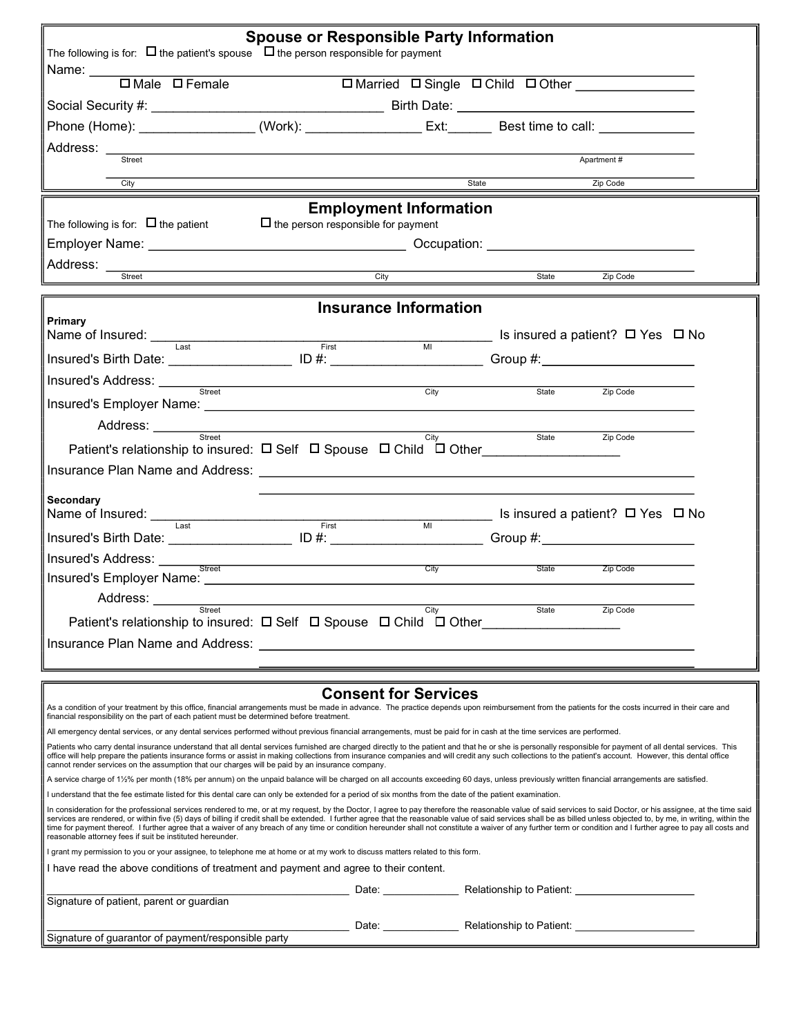## Spouse or Responsible Party Information

The following is for: ☐ the patient's spouse ☐ the person responsible for payment

Name: ______________________________

☐ Male ☐ Female ☐ Married ☐ Single ☐ Child ☐ Other ________________

Social Security #: ______________________________ Birth Date: ______________________________

Phone (Home): ________________ (Work): ________________ Ext:______ Best time to call: _____________

Address: ______________________________________________________________
Street Apartment #

______________________________________________________________
City State Zip Code

## Employment Information

The following is for: ☐ the patient ☐ the person responsible for payment

Employer Name: ______________________________ Occupation: ______________________________

Address: ______________________________________________________________
Street City State Zip Code

## Insurance Information

**Primary**

Name of Insured: ______________________________________________ Is insured a patient? ☐ Yes ☐ No
Last First MI

Insured's Birth Date: ________________ ID #: ____________________ Group #: ____________________

Insured's Address: ______________________________________________
Street City State Zip Code

Insured's Employer Name: ______________________________________________

Address: ______________________________________________
Street City State Zip Code

Patient's relationship to insured: ☐ Self ☐ Spouse ☐ Child ☐ Other__________________

Insurance Plan Name and Address: ______________________________________________

______________________________________________

**Secondary**

Name of Insured: ______________________________________________ Is insured a patient? ☐ Yes ☐ No
Last First MI

Insured's Birth Date: ________________ ID #: ____________________ Group #: ____________________

Insured's Address: ______________________________________________
Street City State Zip Code

Insured's Employer Name: ______________________________________________

Address: ______________________________________________
Street City State Zip Code

Patient's relationship to insured: ☐ Self ☐ Spouse ☐ Child ☐ Other__________________

Insurance Plan Name and Address: ______________________________________________

______________________________________________

## Consent for Services

As a condition of your treatment by this office, financial arrangements must be made in advance. The practice depends upon reimbursement from the patients for the costs incurred in their care and financial responsibility on the part of each patient must be determined before treatment.

All emergency dental services, or any dental services performed without previous financial arrangements, must be paid for in cash at the time services are performed.

Patients who carry dental insurance understand that all dental services furnished are charged directly to the patient and that he or she is personally responsible for payment of all dental services. This office will help prepare the patients insurance forms or assist in making collections from insurance companies and will credit any such collections to the patient's account. However, this dental office cannot render services on the assumption that our charges will be paid by an insurance company.

A service charge of 1½% per month (18% per annum) on the unpaid balance will be charged on all accounts exceeding 60 days, unless previously written financial arrangements are satisfied.

I understand that the fee estimate listed for this dental care can only be extended for a period of six months from the date of the patient examination.

In consideration for the professional services rendered to me, or at my request, by the Doctor, I agree to pay therefore the reasonable value of said services to said Doctor, or his assignee, at the time said services are rendered, or within five (5) days of billing if credit shall be extended. I further agree that the reasonable value of said services shall be as billed unless objected to, by me, in writing, within the time for payment thereof. I further agree that a waiver of any breach of any time or condition hereunder shall not constitute a waiver of any further term or condition and I further agree to pay all costs and reasonable attorney fees if suit be instituted hereunder.

I grant my permission to you or your assignee, to telephone me at home or at my work to discuss matters related to this form.

I have read the above conditions of treatment and payment and agree to their content.

______________________________ Date: ____________ Relationship to Patient: ____________________
Signature of patient, parent or guardian

______________________________ Date: ____________ Relationship to Patient: ____________________
Signature of guarantor of payment/responsible party